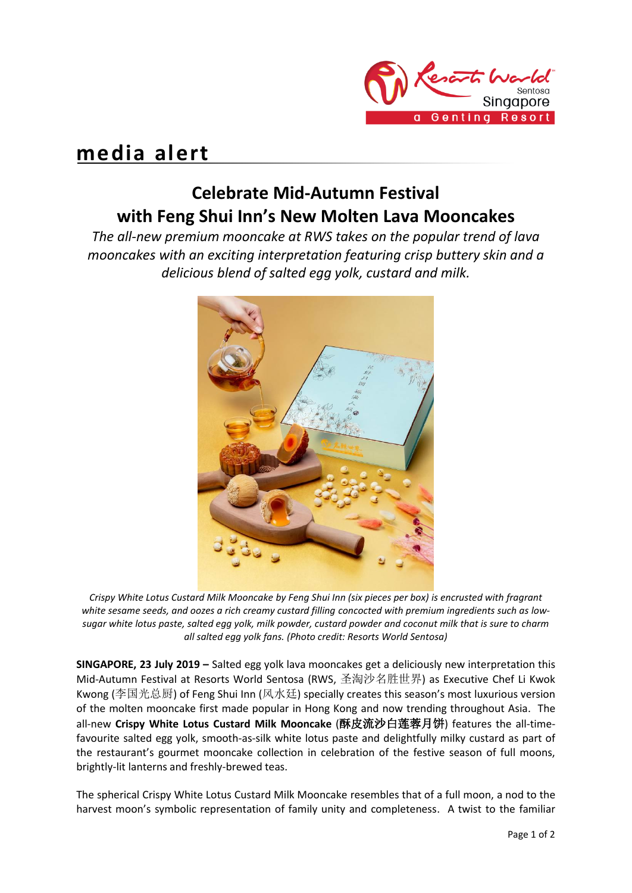# media alert

## Celebrate Mid-Autumn Festival with Feng Shui Inn's New Molten Lava Mooncakes

*The all-new premium mooncake at RWS takes on the popular trend of lava mooncakes with an exciting interpretation featuring crisp buttery skin and a delicious blend of salted egg yolk, custard and milk.*

*Crispy White Lotus Custard Milk Mooncake by Feng Shui Inn (six pieces per box) is encrusted with fragrant white sesame seeds, and oozes a rich creamy custard filling concocted with premium ingredients such as low-sugar white lotus paste, salted egg yolk, milk powder, custard powder and coconut milk that is sure to charm all salted egg yolk fans. (Photo credit: Resorts World Sentosa)*

**SINGAPORE, 23 July 2019 –** Salted egg yolk lava mooncakes get a deliciously new interpretation this Mid-Autumn Festival at Resorts World Sentosa (RWS, 圣淘沙名胜世界) as Executive Chef Li Kwok Kwong (李国光总厨) of Feng Shui Inn (风水廷) specially creates this season's most luxurious version of the molten mooncake first made popular in Hong Kong and now trending throughout Asia. The all-new **Crispy White Lotus Custard Milk Mooncake** (**酥皮流沙白莲蓉月饼**) features the all-time-favourite salted egg yolk, smooth-as-silk white lotus paste and delightfully milky custard as part of the restaurant's gourmet mooncake collection in celebration of the festive season of full moons, brightly-lit lanterns and freshly-brewed teas.

The spherical Crispy White Lotus Custard Milk Mooncake resembles that of a full moon, a nod to the harvest moon's symbolic representation of family unity and completeness. A twist to the familiar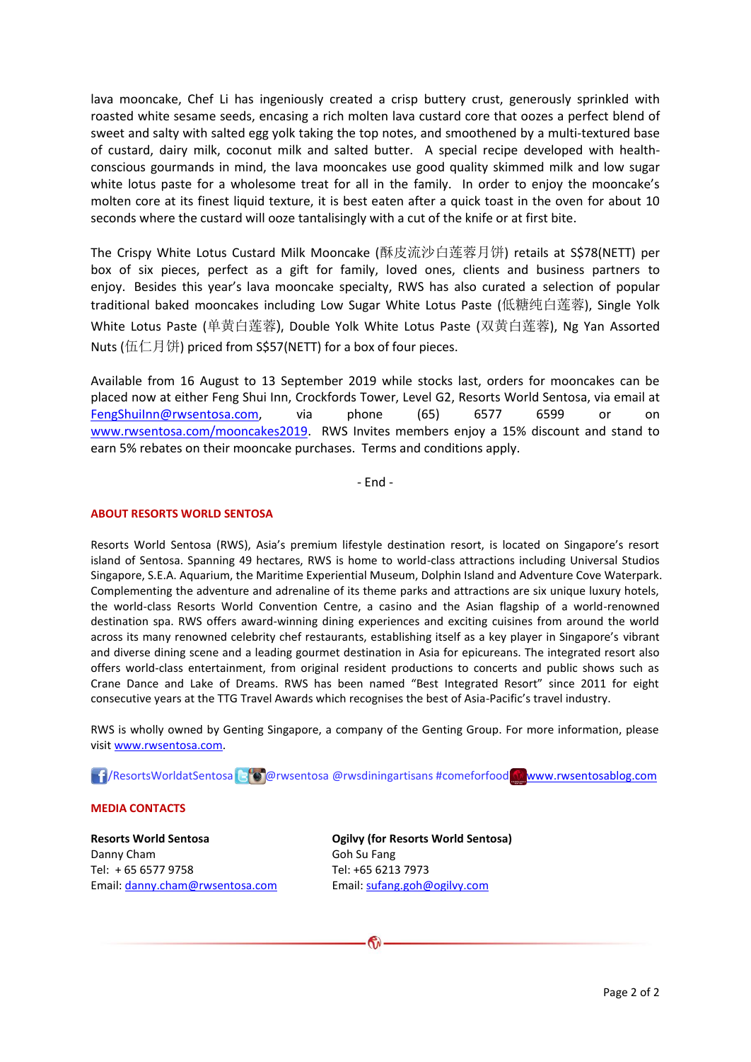lava mooncake, Chef Li has ingeniously created a crisp buttery crust, generously sprinkled with roasted white sesame seeds, encasing a rich molten lava custard core that oozes a perfect blend of sweet and salty with salted egg yolk taking the top notes, and smoothened by a multi-textured base of custard, dairy milk, coconut milk and salted butter. A special recipe developed with health-conscious gourmands in mind, the lava mooncakes use good quality skimmed milk and low sugar white lotus paste for a wholesome treat for all in the family. In order to enjoy the mooncake's molten core at its finest liquid texture, it is best eaten after a quick toast in the oven for about 10 seconds where the custard will ooze tantalisingly with a cut of the knife or at first bite.

The Crispy White Lotus Custard Milk Mooncake (酥皮流沙白莲蓉月饼) retails at S$78(NETT) per box of six pieces, perfect as a gift for family, loved ones, clients and business partners to enjoy. Besides this year's lava mooncake specialty, RWS has also curated a selection of popular traditional baked mooncakes including Low Sugar White Lotus Paste (低糖纯白莲蓉), Single Yolk White Lotus Paste (单黄白莲蓉), Double Yolk White Lotus Paste (双黄白莲蓉), Ng Yan Assorted Nuts (伍仁月饼) priced from S$57(NETT) for a box of four pieces.

Available from 16 August to 13 September 2019 while stocks last, orders for mooncakes can be placed now at either Feng Shui Inn, Crockfords Tower, Level G2, Resorts World Sentosa, via email at FengShuiInn@rwsentosa.com, via phone (65) 6577 6599 or on www.rwsentosa.com/mooncakes2019. RWS Invites members enjoy a 15% discount and stand to earn 5% rebates on their mooncake purchases. Terms and conditions apply.

- End -

## ABOUT RESORTS WORLD SENTOSA

Resorts World Sentosa (RWS), Asia's premium lifestyle destination resort, is located on Singapore's resort island of Sentosa. Spanning 49 hectares, RWS is home to world-class attractions including Universal Studios Singapore, S.E.A. Aquarium, the Maritime Experiential Museum, Dolphin Island and Adventure Cove Waterpark. Complementing the adventure and adrenaline of its theme parks and attractions are six unique luxury hotels, the world-class Resorts World Convention Centre, a casino and the Asian flagship of a world-renowned destination spa. RWS offers award-winning dining experiences and exciting cuisines from around the world across its many renowned celebrity chef restaurants, establishing itself as a key player in Singapore's vibrant and diverse dining scene and a leading gourmet destination in Asia for epicureans. The integrated resort also offers world-class entertainment, from original resident productions to concerts and public shows such as Crane Dance and Lake of Dreams. RWS has been named "Best Integrated Resort" since 2011 for eight consecutive years at the TTG Travel Awards which recognises the best of Asia-Pacific's travel industry.

RWS is wholly owned by Genting Singapore, a company of the Genting Group. For more information, please visit www.rwsentosa.com.

/ResortsWorldatSentosa @rwsentosa @rwsdiningartisans #comeforfood www.rwsentosablog.com

## MEDIA CONTACTS

**Resorts World Sentosa**
Danny Cham
Tel: + 65 6577 9758
Email: danny.cham@rwsentosa.com

**Ogilvy (for Resorts World Sentosa)**
Goh Su Fang
Tel: +65 6213 7973
Email: sufang.goh@ogilvy.com